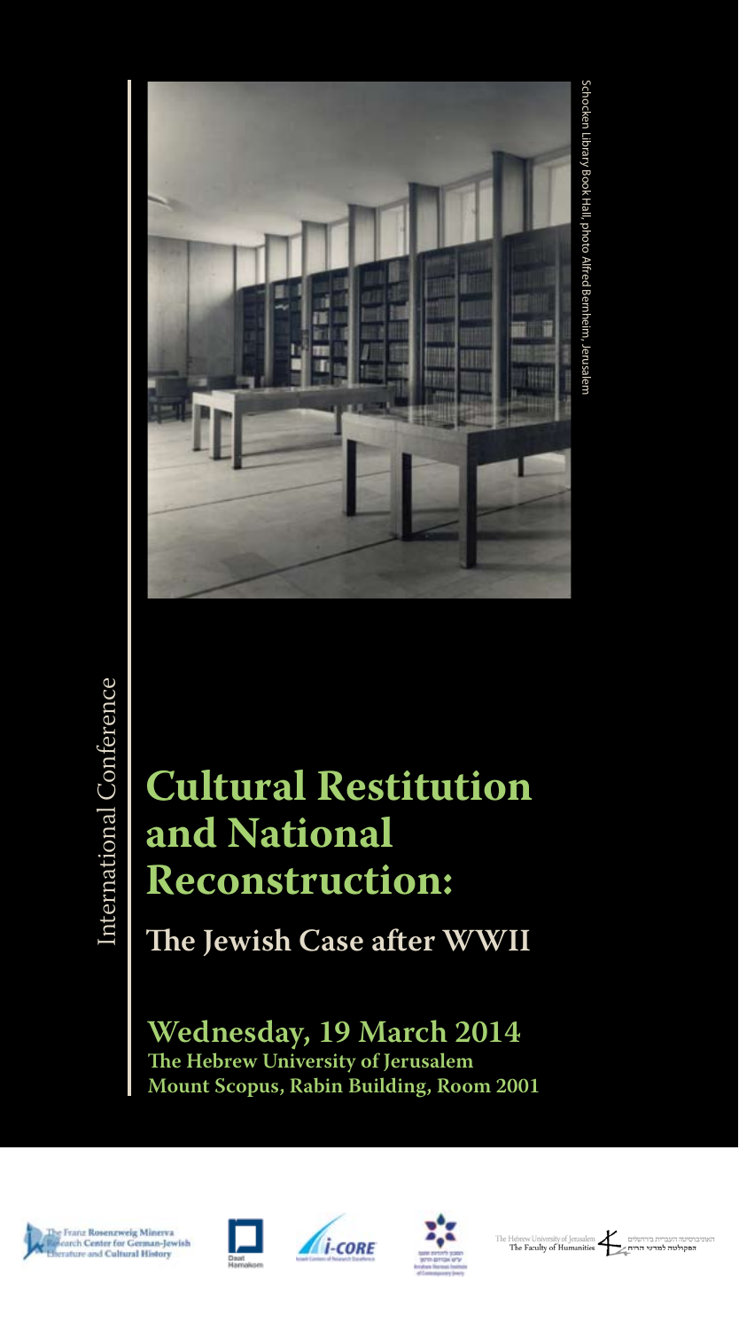Schocken Library Book Hall, photo Alfred Bernheim, Jerusalem

International Conference

# Cultural Restitution and National Reconstruction:

## The Jewish Case after WWII

**Wednesday, 19 March 2014**
**The Hebrew University of Jerusalem**
**Mount Scopus, Rabin Building, Room 2001**

The Franz Rosenzweig Minerva Research Center for German-Jewish Literature and Cultural History

Daat Hamakom

i-CORE Israeli Centers of Research Excellence

The Hebrew University of Jerusalem The Faculty of Humanities האוניברסיטה העברית בירושלים הפקולטה למדעי הרוח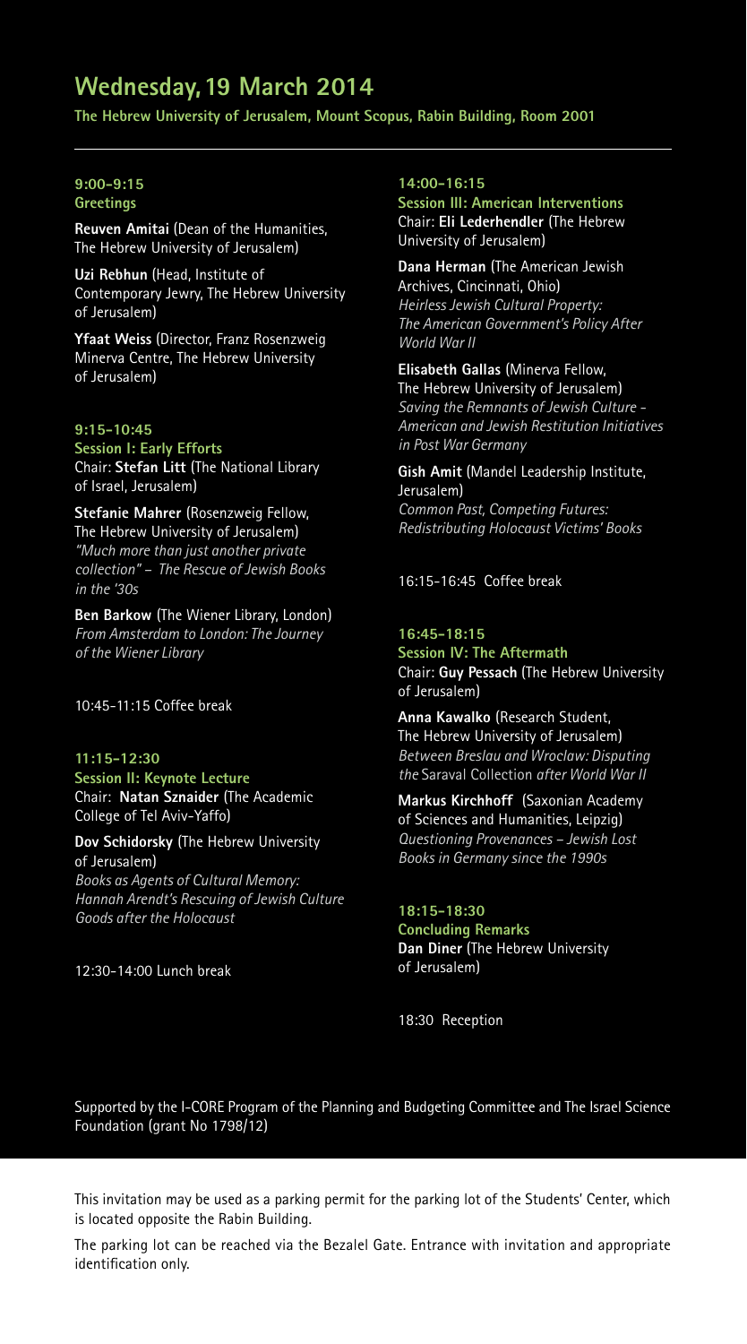# Wednesday, 19 March 2014

**The Hebrew University of Jerusalem, Mount Scopus, Rabin Building, Room 2001**

**9:00-9:15**
**Greetings**

**Reuven Amitai** (Dean of the Humanities, The Hebrew University of Jerusalem)

**Uzi Rebhun** (Head, Institute of Contemporary Jewry, The Hebrew University of Jerusalem)

**Yfaat Weiss** (Director, Franz Rosenzweig Minerva Centre, The Hebrew University of Jerusalem)

**9:15-10:45**
**Session I: Early Efforts**
Chair: **Stefan Litt** (The National Library of Israel, Jerusalem)

**Stefanie Mahrer** (Rosenzweig Fellow, The Hebrew University of Jerusalem)
*"Much more than just another private collection" – The Rescue of Jewish Books in the '30s*

**Ben Barkow** (The Wiener Library, London)
*From Amsterdam to London: The Journey of the Wiener Library*

10:45-11:15 Coffee break

**11:15-12:30**
**Session II: Keynote Lecture**
Chair: **Natan Sznaider** (The Academic College of Tel Aviv-Yaffo)

**Dov Schidorsky** (The Hebrew University of Jerusalem)
*Books as Agents of Cultural Memory: Hannah Arendt's Rescuing of Jewish Culture Goods after the Holocaust*

12:30-14:00 Lunch break

**14:00-16:15**
**Session III: American Interventions**
Chair: **Eli Lederhendler** (The Hebrew University of Jerusalem)

**Dana Herman** (The American Jewish Archives, Cincinnati, Ohio)
*Heirless Jewish Cultural Property: The American Government's Policy After World War II*

**Elisabeth Gallas** (Minerva Fellow, The Hebrew University of Jerusalem)
*Saving the Remnants of Jewish Culture - American and Jewish Restitution Initiatives in Post War Germany*

**Gish Amit** (Mandel Leadership Institute, Jerusalem)
*Common Past, Competing Futures: Redistributing Holocaust Victims' Books*

16:15-16:45 Coffee break

**16:45-18:15**
**Session IV: The Aftermath**
Chair: **Guy Pessach** (The Hebrew University of Jerusalem)

**Anna Kawalko** (Research Student, The Hebrew University of Jerusalem)
*Between Breslau and Wroclaw: Disputing the* Saraval Collection *after World War II*

**Markus Kirchhoff** (Saxonian Academy of Sciences and Humanities, Leipzig)
*Questioning Provenances – Jewish Lost Books in Germany since the 1990s*

**18:15-18:30**
**Concluding Remarks**
**Dan Diner** (The Hebrew University of Jerusalem)

18:30 Reception

Supported by the I-CORE Program of the Planning and Budgeting Committee and The Israel Science Foundation (grant No 1798/12)

This invitation may be used as a parking permit for the parking lot of the Students' Center, which is located opposite the Rabin Building.

The parking lot can be reached via the Bezalel Gate. Entrance with invitation and appropriate identification only.